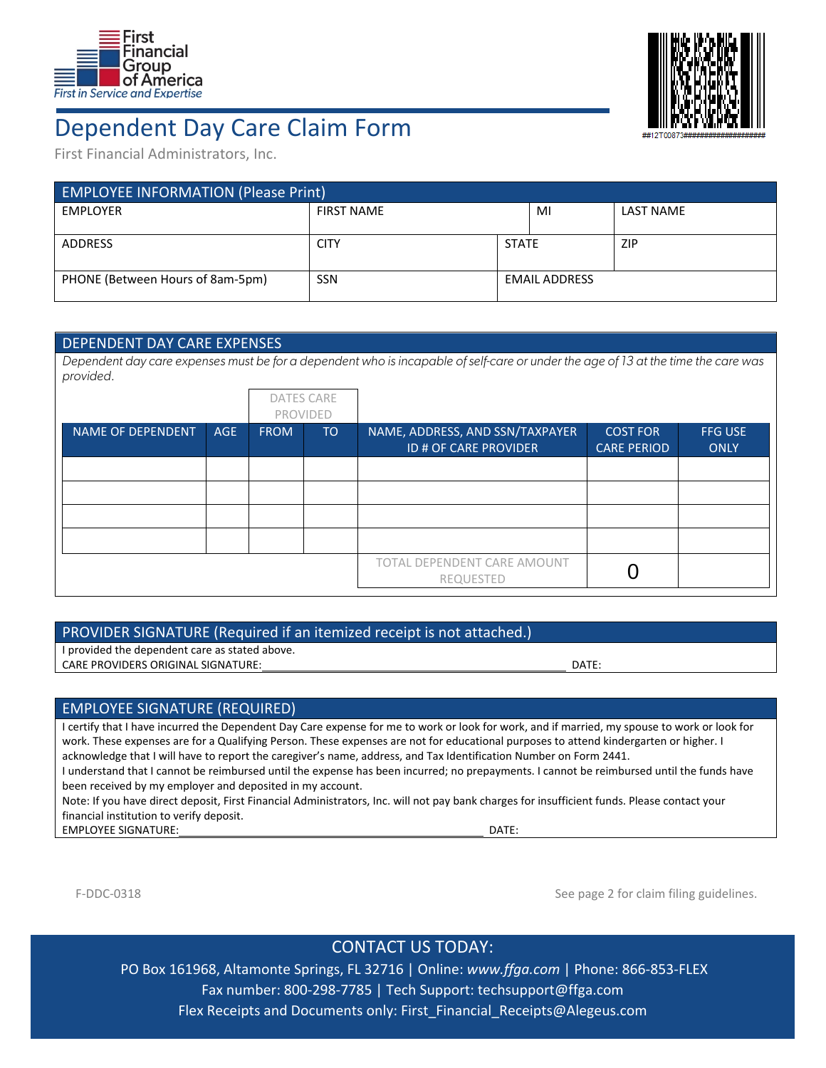First Financial Group of America
*First in Service and Expertise*

##12T00873####################

# Dependent Day Care Claim Form

First Financial Administrators, Inc.

## EMPLOYEE INFORMATION (Please Print)

| EMPLOYER | FIRST NAME | | MI | LAST NAME |
|---|---|---|---|---|
| ADDRESS | CITY | STATE | | ZIP |
| PHONE (Between Hours of 8am-5pm) | SSN | EMAIL ADDRESS | | |

## DEPENDENT DAY CARE EXPENSES

*Dependent day care expenses must be for a dependent who is incapable of self-care or under the age of 13 at the time the care was provided.*

| | | DATES CARE PROVIDED | | | | |
|---|---|---|---|---|---|---|
| NAME OF DEPENDENT | AGE | FROM | TO | NAME, ADDRESS, AND SSN/TAXPAYER ID # OF CARE PROVIDER | COST FOR CARE PERIOD | FFG USE ONLY |
| | | | | | | |
| | | | | | | |
| | | | | | | |
| | | | | | | |
| | | | | TOTAL DEPENDENT CARE AMOUNT REQUESTED | 0 | |

## PROVIDER SIGNATURE (Required if an itemized receipt is not attached.)

I provided the dependent care as stated above.

CARE PROVIDERS ORIGINAL SIGNATURE:\_\_\_\_\_\_\_\_\_\_\_\_\_\_\_\_\_\_\_\_\_\_\_\_\_\_\_\_\_\_ DATE:

## EMPLOYEE SIGNATURE (REQUIRED)

I certify that I have incurred the Dependent Day Care expense for me to work or look for work, and if married, my spouse to work or look for work. These expenses are for a Qualifying Person. These expenses are not for educational purposes to attend kindergarten or higher. I acknowledge that I will have to report the caregiver's name, address, and Tax Identification Number on Form 2441.

I understand that I cannot be reimbursed until the expense has been incurred; no prepayments. I cannot be reimbursed until the funds have been received by my employer and deposited in my account.

Note: If you have direct deposit, First Financial Administrators, Inc. will not pay bank charges for insufficient funds. Please contact your financial institution to verify deposit.

EMPLOYEE SIGNATURE:\_\_\_\_\_\_\_\_\_\_\_\_\_\_\_\_\_\_\_\_\_\_\_\_\_\_\_\_\_\_ DATE:

F-DDC-0318

See page 2 for claim filing guidelines.

## CONTACT US TODAY:

PO Box 161968, Altamonte Springs, FL 32716 | Online: *www.ffga.com* | Phone: 866-853-FLEX

Fax number: 800-298-7785 | Tech Support: techsupport@ffga.com

Flex Receipts and Documents only: First_Financial_Receipts@Alegeus.com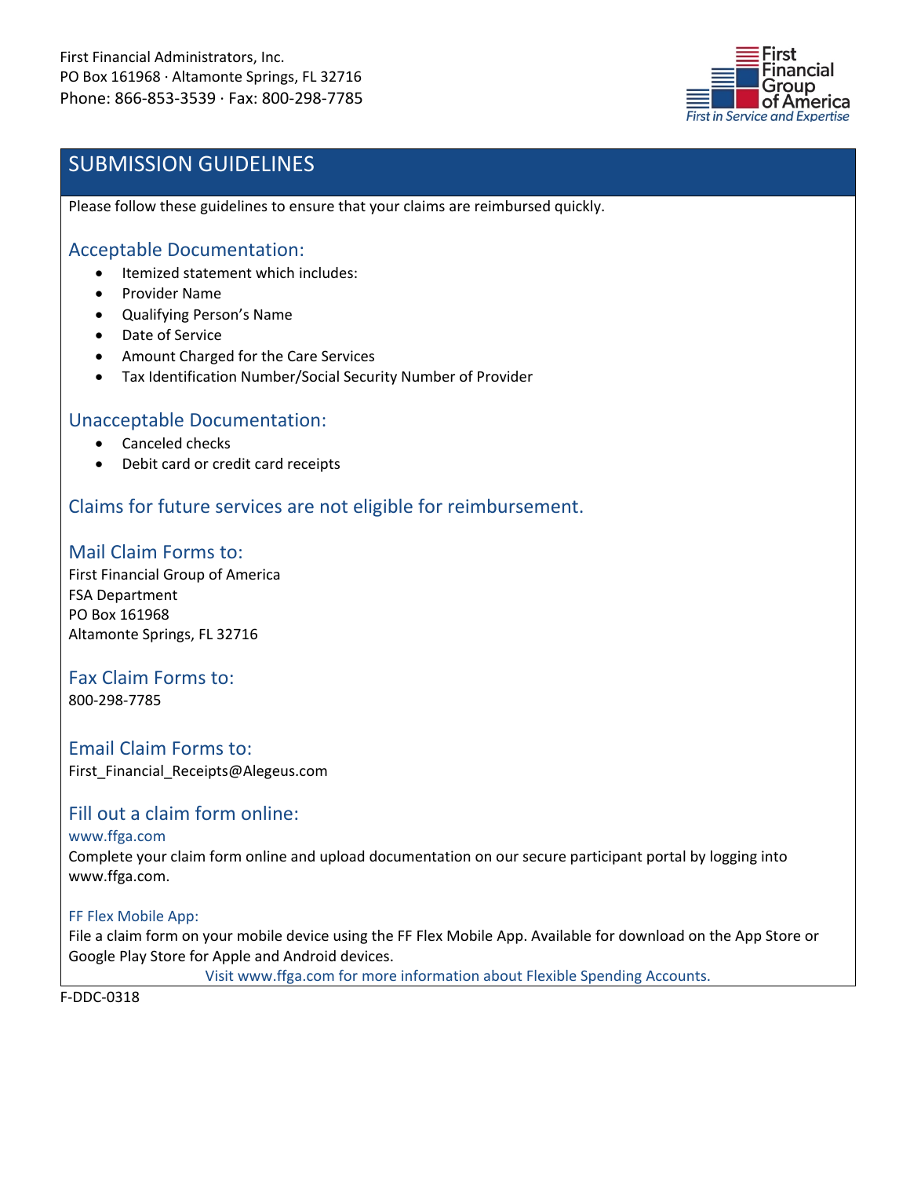First Financial Administrators, Inc.
PO Box 161968 · Altamonte Springs, FL 32716
Phone: 866-853-3539 · Fax: 800-298-7785

First Financial Group of America
*First in Service and Expertise*

## SUBMISSION GUIDELINES

Please follow these guidelines to ensure that your claims are reimbursed quickly.

### Acceptable Documentation:

- Itemized statement which includes:
- Provider Name
- Qualifying Person's Name
- Date of Service
- Amount Charged for the Care Services
- Tax Identification Number/Social Security Number of Provider

### Unacceptable Documentation:

- Canceled checks
- Debit card or credit card receipts

### Claims for future services are not eligible for reimbursement.

### Mail Claim Forms to:

First Financial Group of America
FSA Department
PO Box 161968
Altamonte Springs, FL 32716

### Fax Claim Forms to:

800-298-7785

### Email Claim Forms to:

First_Financial_Receipts@Alegeus.com

### Fill out a claim form online:

#### www.ffga.com

Complete your claim form online and upload documentation on our secure participant portal by logging into www.ffga.com.

#### FF Flex Mobile App:

File a claim form on your mobile device using the FF Flex Mobile App. Available for download on the App Store or Google Play Store for Apple and Android devices.

Visit www.ffga.com for more information about Flexible Spending Accounts.

F-DDC-0318